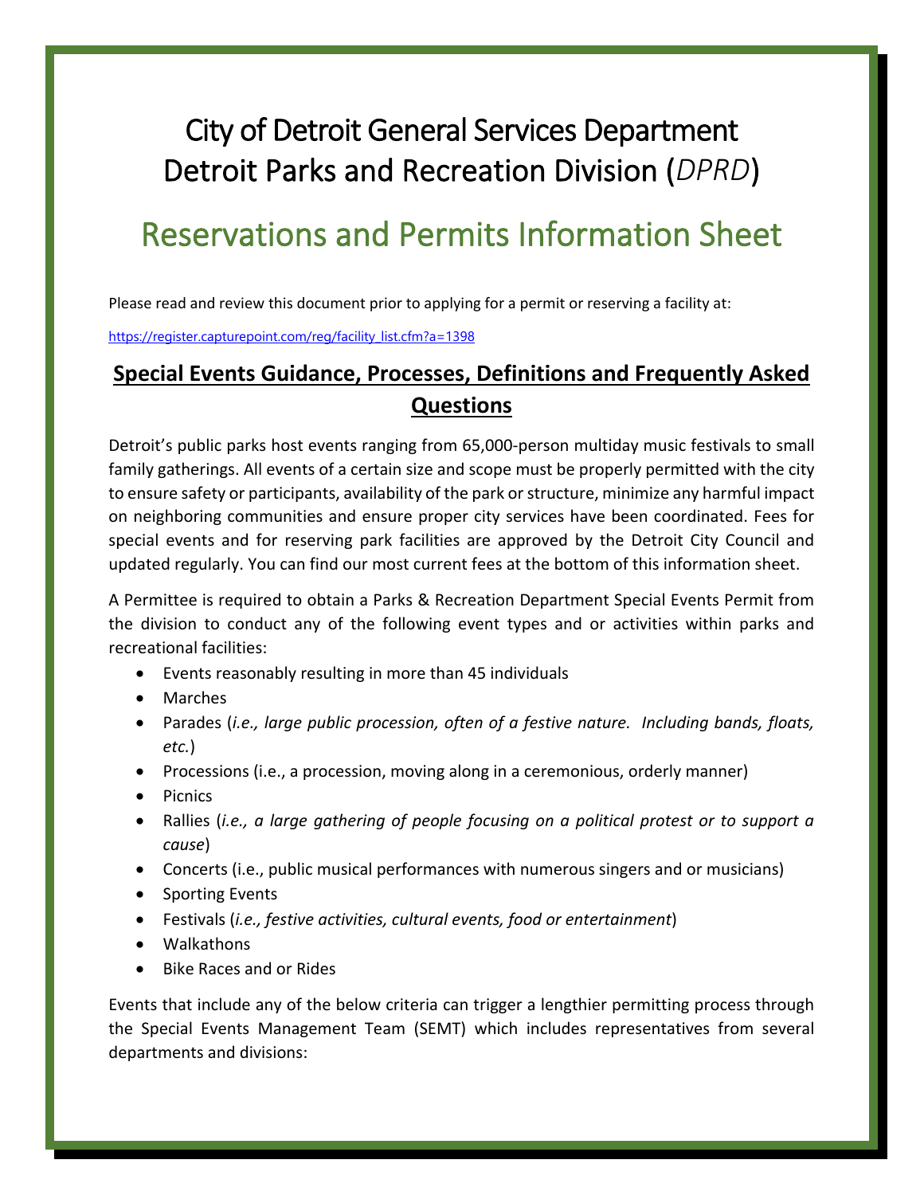# City of Detroit General Services Department
# Detroit Parks and Recreation Division (*DPRD*)

## Reservations and Permits Information Sheet

Please read and review this document prior to applying for a permit or reserving a facility at:

https://register.capturepoint.com/reg/facility_list.cfm?a=1398

### **Special Events Guidance, Processes, Definitions and Frequently Asked Questions**

Detroit's public parks host events ranging from 65,000-person multiday music festivals to small family gatherings. All events of a certain size and scope must be properly permitted with the city to ensure safety or participants, availability of the park or structure, minimize any harmful impact on neighboring communities and ensure proper city services have been coordinated. Fees for special events and for reserving park facilities are approved by the Detroit City Council and updated regularly. You can find our most current fees at the bottom of this information sheet.

A Permittee is required to obtain a Parks & Recreation Department Special Events Permit from the division to conduct any of the following event types and or activities within parks and recreational facilities:

- Events reasonably resulting in more than 45 individuals
- Marches
- Parades (*i.e., large public procession, often of a festive nature. Including bands, floats, etc.*)
- Processions (i.e., a procession, moving along in a ceremonious, orderly manner)
- Picnics
- Rallies (*i.e., a large gathering of people focusing on a political protest or to support a cause*)
- Concerts (i.e., public musical performances with numerous singers and or musicians)
- Sporting Events
- Festivals (*i.e., festive activities, cultural events, food or entertainment*)
- Walkathons
- Bike Races and or Rides

Events that include any of the below criteria can trigger a lengthier permitting process through the Special Events Management Team (SEMT) which includes representatives from several departments and divisions: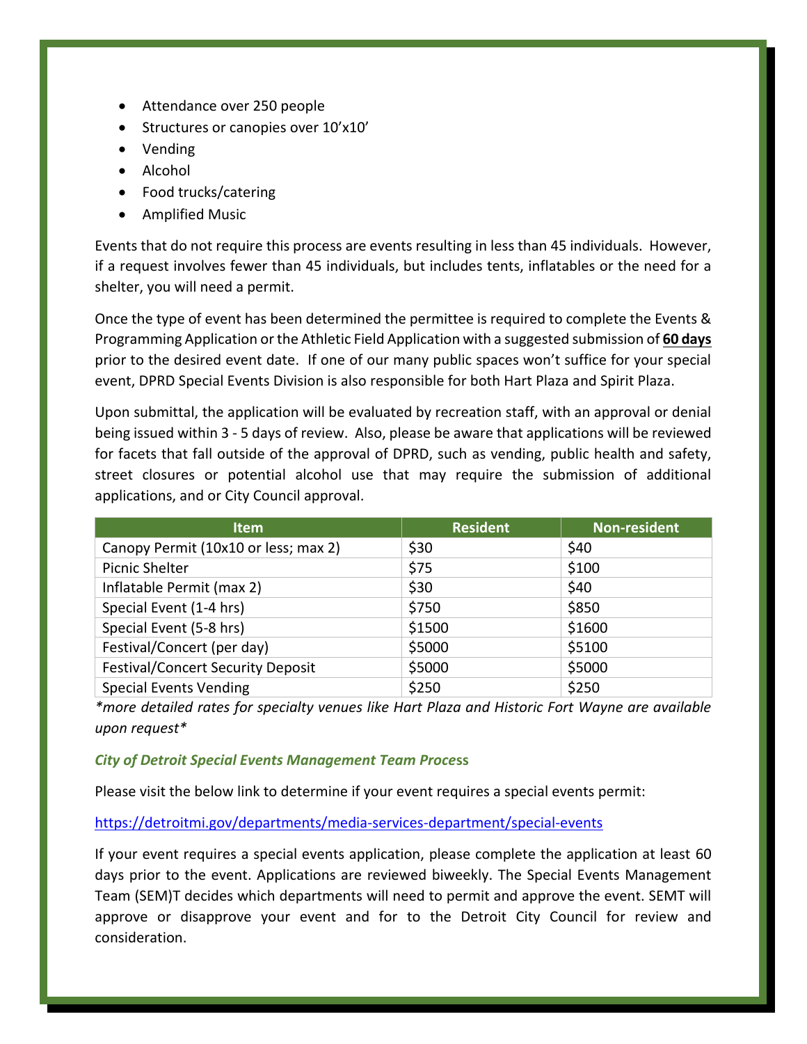- Attendance over 250 people
- Structures or canopies over 10'x10'
- Vending
- Alcohol
- Food trucks/catering
- Amplified Music

Events that do not require this process are events resulting in less than 45 individuals. However, if a request involves fewer than 45 individuals, but includes tents, inflatables or the need for a shelter, you will need a permit.

Once the type of event has been determined the permittee is required to complete the Events & Programming Application or the Athletic Field Application with a suggested submission of **60 days** prior to the desired event date. If one of our many public spaces won't suffice for your special event, DPRD Special Events Division is also responsible for both Hart Plaza and Spirit Plaza.

Upon submittal, the application will be evaluated by recreation staff, with an approval or denial being issued within 3 - 5 days of review. Also, please be aware that applications will be reviewed for facets that fall outside of the approval of DPRD, such as vending, public health and safety, street closures or potential alcohol use that may require the submission of additional applications, and or City Council approval.

| Item | Resident | Non-resident |
|---|---|---|
| Canopy Permit (10x10 or less; max 2) | $30 | $40 |
| Picnic Shelter | $75 | $100 |
| Inflatable Permit (max 2) | $30 | $40 |
| Special Event (1-4 hrs) | $750 | $850 |
| Special Event (5-8 hrs) | $1500 | $1600 |
| Festival/Concert (per day) | $5000 | $5100 |
| Festival/Concert Security Deposit | $5000 | $5000 |
| Special Events Vending | $250 | $250 |

*\*more detailed rates for specialty venues like Hart Plaza and Historic Fort Wayne are available upon request\**

### *City of Detroit Special Events Management Team Process*

Please visit the below link to determine if your event requires a special events permit:

https://detroitmi.gov/departments/media-services-department/special-events

If your event requires a special events application, please complete the application at least 60 days prior to the event. Applications are reviewed biweekly. The Special Events Management Team (SEM)T decides which departments will need to permit and approve the event. SEMT will approve or disapprove your event and for to the Detroit City Council for review and consideration.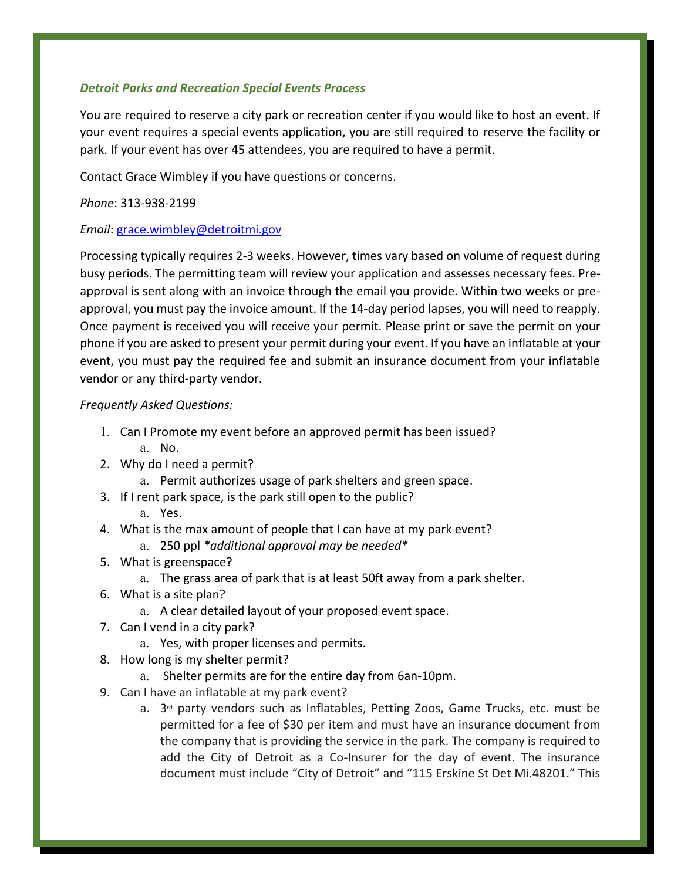*Detroit Parks and Recreation Special Events Process*

You are required to reserve a city park or recreation center if you would like to host an event. If your event requires a special events application, you are still required to reserve the facility or park. If your event has over 45 attendees, you are required to have a permit.

Contact Grace Wimbley if you have questions or concerns.

*Phone*: 313-938-2199

*Email*: [grace.wimbley@detroitmi.gov](mailto:grace.wimbley@detroitmi.gov)

Processing typically requires 2-3 weeks. However, times vary based on volume of request during busy periods. The permitting team will review your application and assesses necessary fees. Pre-approval is sent along with an invoice through the email you provide. Within two weeks or pre-approval, you must pay the invoice amount. If the 14-day period lapses, you will need to reapply. Once payment is received you will receive your permit. Please print or save the permit on your phone if you are asked to present your permit during your event. If you have an inflatable at your event, you must pay the required fee and submit an insurance document from your inflatable vendor or any third-party vendor.

*Frequently Asked Questions:*

1. Can I Promote my event before an approved permit has been issued?
   a. No.
2. Why do I need a permit?
   a. Permit authorizes usage of park shelters and green space.
3. If I rent park space, is the park still open to the public?
   a. Yes.
4. What is the max amount of people that I can have at my park event?
   a. 250 ppl *additional approval may be needed*
5. What is greenspace?
   a. The grass area of park that is at least 50ft away from a park shelter.
6. What is a site plan?
   a. A clear detailed layout of your proposed event space.
7. Can I vend in a city park?
   a. Yes, with proper licenses and permits.
8. How long is my shelter permit?
   a. Shelter permits are for the entire day from 6an-10pm.
9. Can I have an inflatable at my park event?
   a. 3rd party vendors such as Inflatables, Petting Zoos, Game Trucks, etc. must be permitted for a fee of $30 per item and must have an insurance document from the company that is providing the service in the park. The company is required to add the City of Detroit as a Co-Insurer for the day of event. The insurance document must include "City of Detroit" and "115 Erskine St Det Mi.48201." This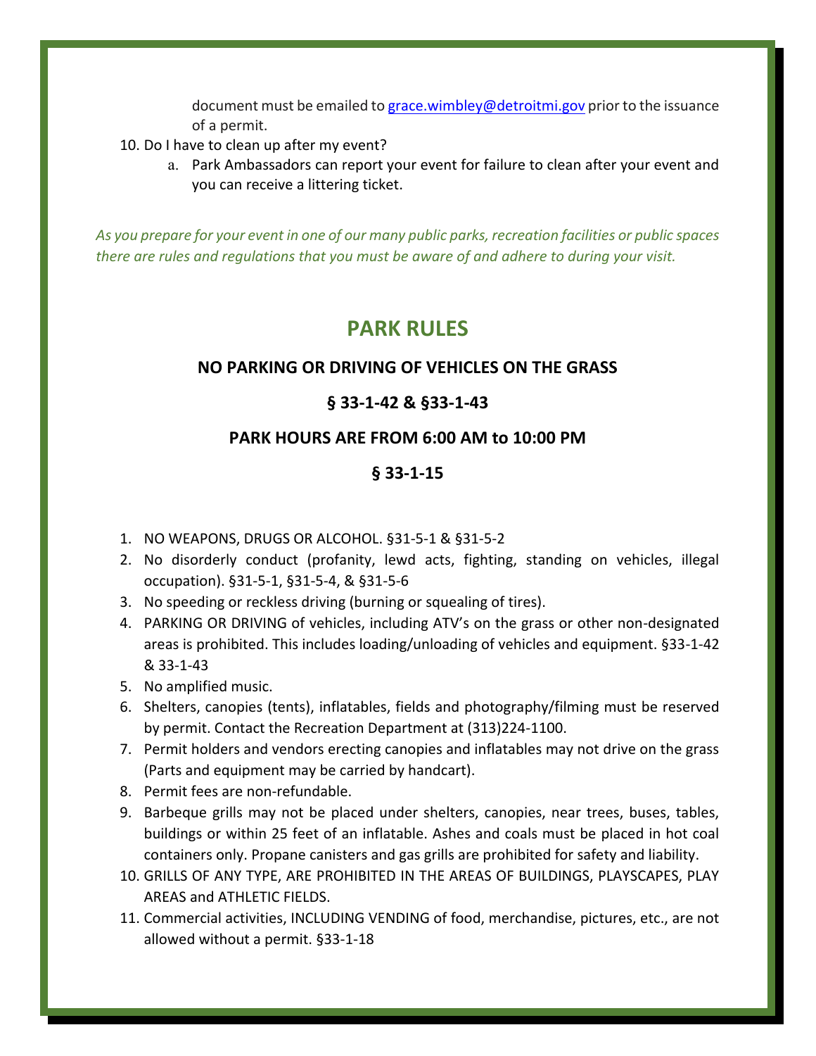document must be emailed to grace.wimbley@detroitmi.gov prior to the issuance of a permit.

10. Do I have to clean up after my event?
    a. Park Ambassadors can report your event for failure to clean after your event and you can receive a littering ticket.

*As you prepare for your event in one of our many public parks, recreation facilities or public spaces there are rules and regulations that you must be aware of and adhere to during your visit.*

## PARK RULES

**NO PARKING OR DRIVING OF VEHICLES ON THE GRASS**

**§ 33-1-42 & §33-1-43**

**PARK HOURS ARE FROM 6:00 AM to 10:00 PM**

**§ 33-1-15**

1. NO WEAPONS, DRUGS OR ALCOHOL. §31-5-1 & §31-5-2
2. No disorderly conduct (profanity, lewd acts, fighting, standing on vehicles, illegal occupation). §31-5-1, §31-5-4, & §31-5-6
3. No speeding or reckless driving (burning or squealing of tires).
4. PARKING OR DRIVING of vehicles, including ATV's on the grass or other non-designated areas is prohibited. This includes loading/unloading of vehicles and equipment. §33-1-42 & 33-1-43
5. No amplified music.
6. Shelters, canopies (tents), inflatables, fields and photography/filming must be reserved by permit. Contact the Recreation Department at (313)224-1100.
7. Permit holders and vendors erecting canopies and inflatables may not drive on the grass (Parts and equipment may be carried by handcart).
8. Permit fees are non-refundable.
9. Barbeque grills may not be placed under shelters, canopies, near trees, buses, tables, buildings or within 25 feet of an inflatable. Ashes and coals must be placed in hot coal containers only. Propane canisters and gas grills are prohibited for safety and liability.
10. GRILLS OF ANY TYPE, ARE PROHIBITED IN THE AREAS OF BUILDINGS, PLAYSCAPES, PLAY AREAS and ATHLETIC FIELDS.
11. Commercial activities, INCLUDING VENDING of food, merchandise, pictures, etc., are not allowed without a permit. §33-1-18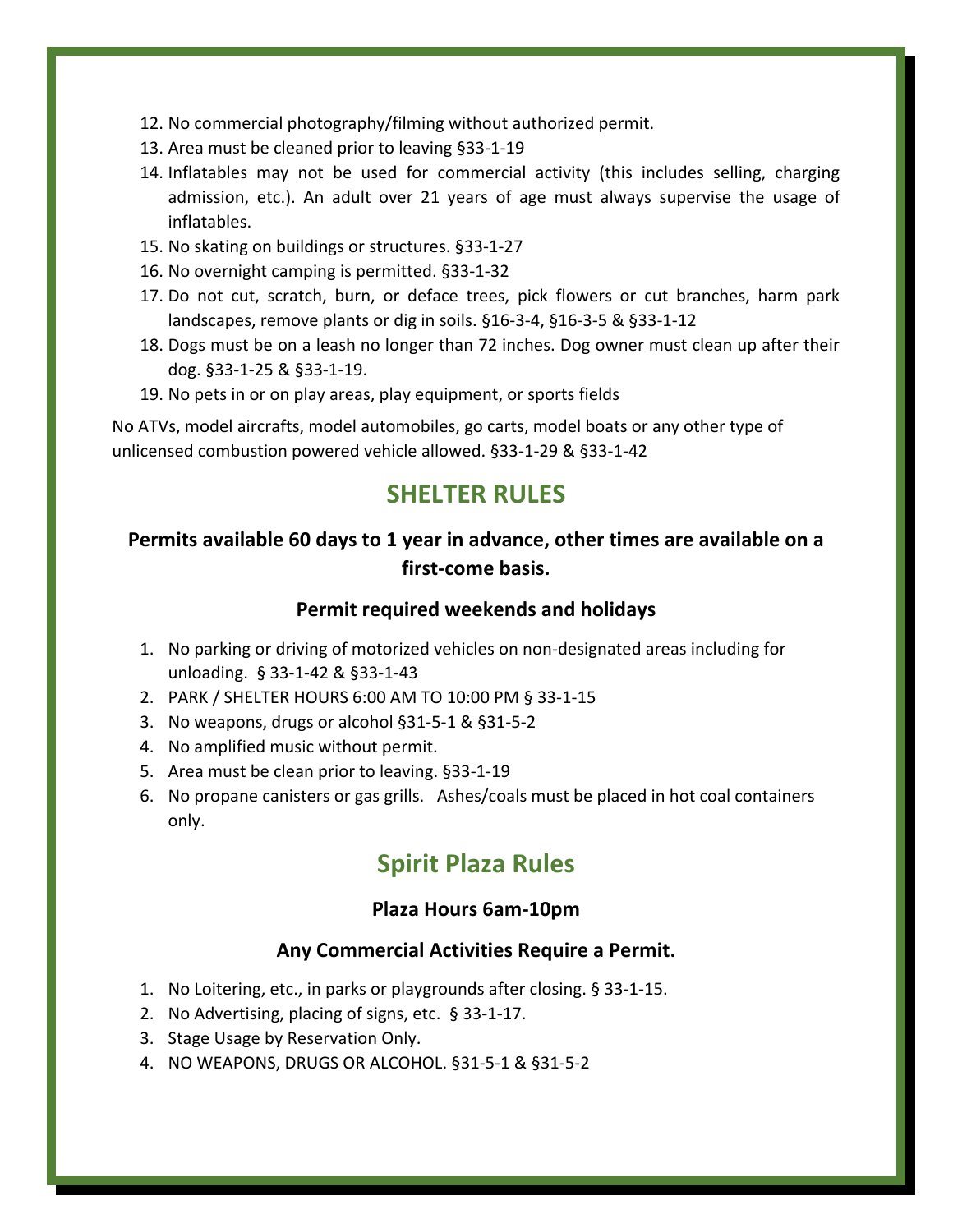12. No commercial photography/filming without authorized permit.
13. Area must be cleaned prior to leaving §33-1-19
14. Inflatables may not be used for commercial activity (this includes selling, charging admission, etc.). An adult over 21 years of age must always supervise the usage of inflatables.
15. No skating on buildings or structures. §33-1-27
16. No overnight camping is permitted. §33-1-32
17. Do not cut, scratch, burn, or deface trees, pick flowers or cut branches, harm park landscapes, remove plants or dig in soils. §16-3-4, §16-3-5 & §33-1-12
18. Dogs must be on a leash no longer than 72 inches. Dog owner must clean up after their dog. §33-1-25 & §33-1-19.
19. No pets in or on play areas, play equipment, or sports fields

No ATVs, model aircrafts, model automobiles, go carts, model boats or any other type of unlicensed combustion powered vehicle allowed. §33-1-29 & §33-1-42

## SHELTER RULES

### Permits available 60 days to 1 year in advance, other times are available on a first-come basis.

### Permit required weekends and holidays

1. No parking or driving of motorized vehicles on non-designated areas including for unloading. § 33-1-42 & §33-1-43
2. PARK / SHELTER HOURS 6:00 AM TO 10:00 PM § 33-1-15
3. No weapons, drugs or alcohol §31-5-1 & §31-5-2
4. No amplified music without permit.
5. Area must be clean prior to leaving. §33-1-19
6. No propane canisters or gas grills. Ashes/coals must be placed in hot coal containers only.

## Spirit Plaza Rules

### Plaza Hours 6am-10pm

### Any Commercial Activities Require a Permit.

1. No Loitering, etc., in parks or playgrounds after closing. § 33-1-15.
2. No Advertising, placing of signs, etc. § 33-1-17.
3. Stage Usage by Reservation Only.
4. NO WEAPONS, DRUGS OR ALCOHOL. §31-5-1 & §31-5-2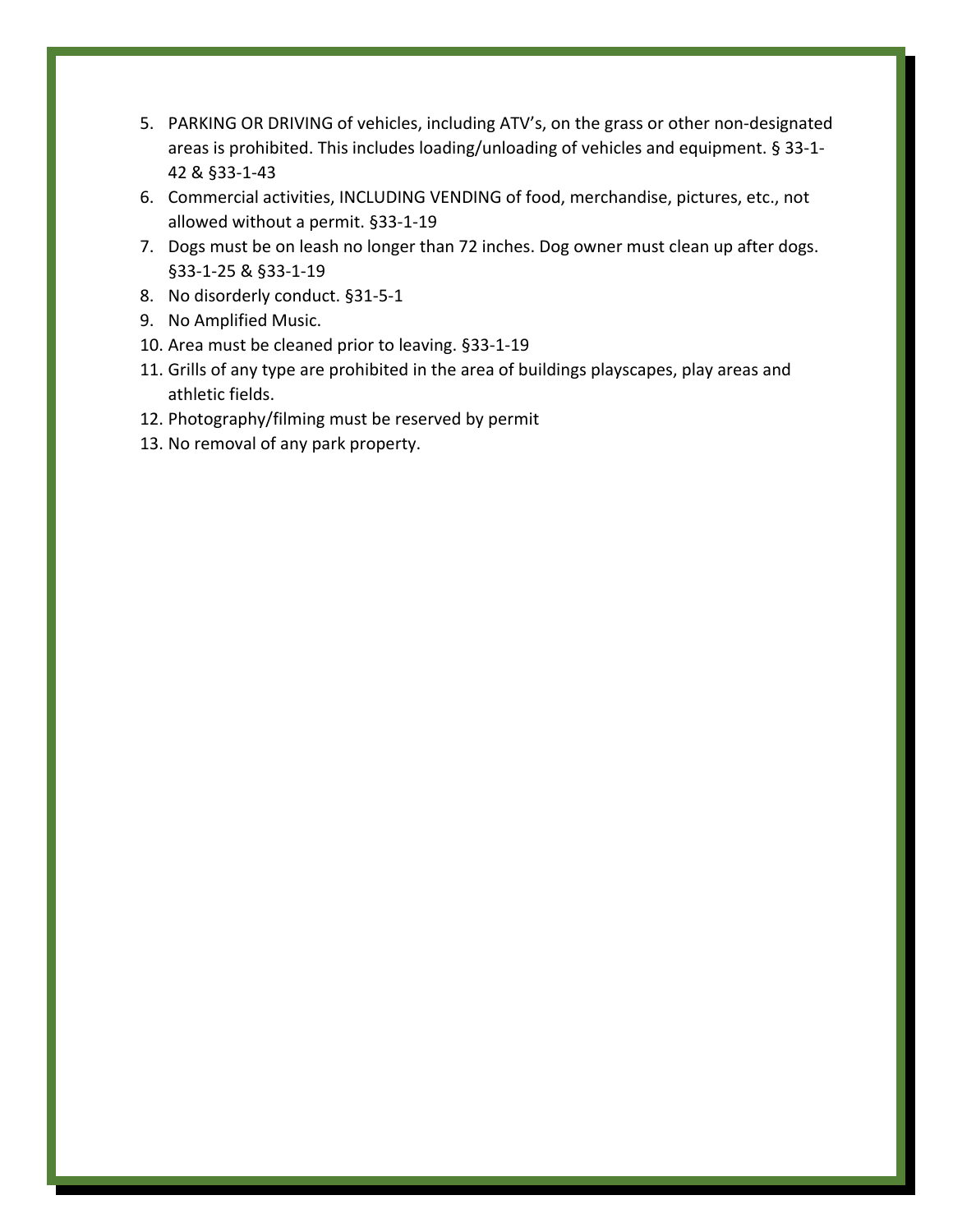5. PARKING OR DRIVING of vehicles, including ATV's, on the grass or other non-designated areas is prohibited. This includes loading/unloading of vehicles and equipment. § 33-1-42 & §33-1-43
6. Commercial activities, INCLUDING VENDING of food, merchandise, pictures, etc., not allowed without a permit. §33-1-19
7. Dogs must be on leash no longer than 72 inches. Dog owner must clean up after dogs. §33-1-25 & §33-1-19
8. No disorderly conduct. §31-5-1
9. No Amplified Music.
10. Area must be cleaned prior to leaving. §33-1-19
11. Grills of any type are prohibited in the area of buildings playscapes, play areas and athletic fields.
12. Photography/filming must be reserved by permit
13. No removal of any park property.